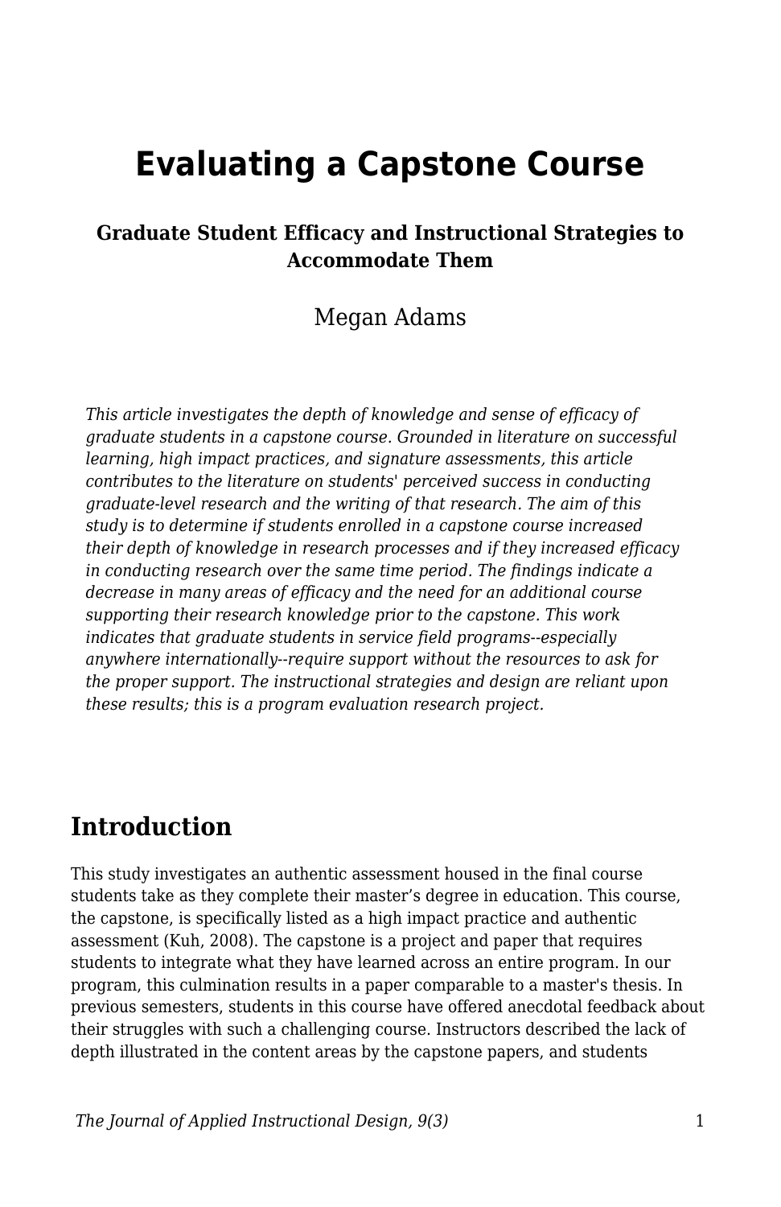# Evaluating a Capstone Course

### Graduate Student Efficacy and Instructional Strategies to Accommodate Them

Megan Adams

*This article investigates the depth of knowledge and sense of efficacy of graduate students in a capstone course. Grounded in literature on successful learning, high impact practices, and signature assessments, this article contributes to the literature on students' perceived success in conducting graduate-level research and the writing of that research. The aim of this study is to determine if students enrolled in a capstone course increased their depth of knowledge in research processes and if they increased efficacy in conducting research over the same time period. The findings indicate a decrease in many areas of efficacy and the need for an additional course supporting their research knowledge prior to the capstone. This work indicates that graduate students in service field programs--especially anywhere internationally--require support without the resources to ask for the proper support. The instructional strategies and design are reliant upon these results; this is a program evaluation research project.*

## Introduction

This study investigates an authentic assessment housed in the final course students take as they complete their master's degree in education. This course, the capstone, is specifically listed as a high impact practice and authentic assessment (Kuh, 2008). The capstone is a project and paper that requires students to integrate what they have learned across an entire program. In our program, this culmination results in a paper comparable to a master's thesis. In previous semesters, students in this course have offered anecdotal feedback about their struggles with such a challenging course. Instructors described the lack of depth illustrated in the content areas by the capstone papers, and students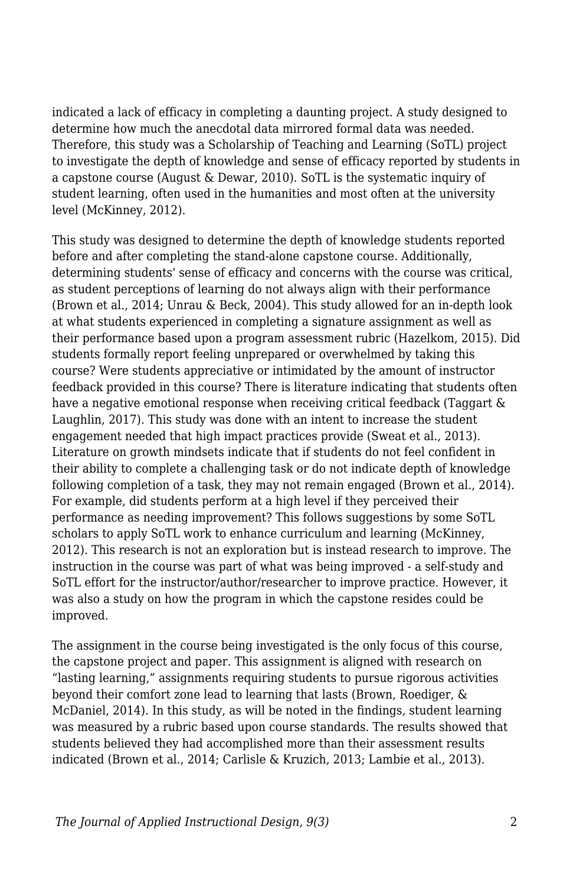indicated a lack of efficacy in completing a daunting project. A study designed to determine how much the anecdotal data mirrored formal data was needed. Therefore, this study was a Scholarship of Teaching and Learning (SoTL) project to investigate the depth of knowledge and sense of efficacy reported by students in a capstone course (August & Dewar, 2010). SoTL is the systematic inquiry of student learning, often used in the humanities and most often at the university level (McKinney, 2012).

This study was designed to determine the depth of knowledge students reported before and after completing the stand-alone capstone course. Additionally, determining students' sense of efficacy and concerns with the course was critical, as student perceptions of learning do not always align with their performance (Brown et al., 2014; Unrau & Beck, 2004). This study allowed for an in-depth look at what students experienced in completing a signature assignment as well as their performance based upon a program assessment rubric (Hazelkom, 2015). Did students formally report feeling unprepared or overwhelmed by taking this course? Were students appreciative or intimidated by the amount of instructor feedback provided in this course? There is literature indicating that students often have a negative emotional response when receiving critical feedback (Taggart & Laughlin, 2017). This study was done with an intent to increase the student engagement needed that high impact practices provide (Sweat et al., 2013). Literature on growth mindsets indicate that if students do not feel confident in their ability to complete a challenging task or do not indicate depth of knowledge following completion of a task, they may not remain engaged (Brown et al., 2014). For example, did students perform at a high level if they perceived their performance as needing improvement? This follows suggestions by some SoTL scholars to apply SoTL work to enhance curriculum and learning (McKinney, 2012). This research is not an exploration but is instead research to improve. The instruction in the course was part of what was being improved - a self-study and SoTL effort for the instructor/author/researcher to improve practice. However, it was also a study on how the program in which the capstone resides could be improved.

The assignment in the course being investigated is the only focus of this course, the capstone project and paper. This assignment is aligned with research on "lasting learning," assignments requiring students to pursue rigorous activities beyond their comfort zone lead to learning that lasts (Brown, Roediger, & McDaniel, 2014). In this study, as will be noted in the findings, student learning was measured by a rubric based upon course standards. The results showed that students believed they had accomplished more than their assessment results indicated (Brown et al., 2014; Carlisle & Kruzich, 2013; Lambie et al., 2013).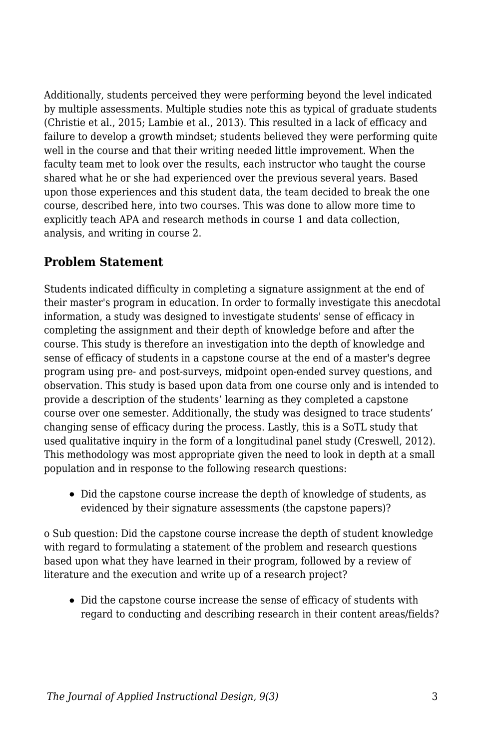Additionally, students perceived they were performing beyond the level indicated by multiple assessments. Multiple studies note this as typical of graduate students (Christie et al., 2015; Lambie et al., 2013). This resulted in a lack of efficacy and failure to develop a growth mindset; students believed they were performing quite well in the course and that their writing needed little improvement. When the faculty team met to look over the results, each instructor who taught the course shared what he or she had experienced over the previous several years. Based upon those experiences and this student data, the team decided to break the one course, described here, into two courses. This was done to allow more time to explicitly teach APA and research methods in course 1 and data collection, analysis, and writing in course 2.

## Problem Statement

Students indicated difficulty in completing a signature assignment at the end of their master's program in education. In order to formally investigate this anecdotal information, a study was designed to investigate students' sense of efficacy in completing the assignment and their depth of knowledge before and after the course. This study is therefore an investigation into the depth of knowledge and sense of efficacy of students in a capstone course at the end of a master's degree program using pre- and post-surveys, midpoint open-ended survey questions, and observation. This study is based upon data from one course only and is intended to provide a description of the students' learning as they completed a capstone course over one semester. Additionally, the study was designed to trace students' changing sense of efficacy during the process. Lastly, this is a SoTL study that used qualitative inquiry in the form of a longitudinal panel study (Creswell, 2012). This methodology was most appropriate given the need to look in depth at a small population and in response to the following research questions:

- Did the capstone course increase the depth of knowledge of students, as evidenced by their signature assessments (the capstone papers)?

o Sub question: Did the capstone course increase the depth of student knowledge with regard to formulating a statement of the problem and research questions based upon what they have learned in their program, followed by a review of literature and the execution and write up of a research project?

- Did the capstone course increase the sense of efficacy of students with regard to conducting and describing research in their content areas/fields?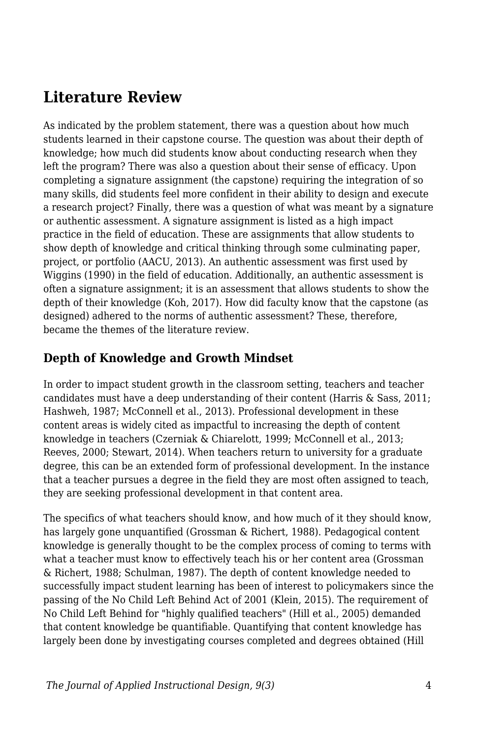## Literature Review

As indicated by the problem statement, there was a question about how much students learned in their capstone course. The question was about their depth of knowledge; how much did students know about conducting research when they left the program? There was also a question about their sense of efficacy. Upon completing a signature assignment (the capstone) requiring the integration of so many skills, did students feel more confident in their ability to design and execute a research project? Finally, there was a question of what was meant by a signature or authentic assessment. A signature assignment is listed as a high impact practice in the field of education. These are assignments that allow students to show depth of knowledge and critical thinking through some culminating paper, project, or portfolio (AACU, 2013). An authentic assessment was first used by Wiggins (1990) in the field of education. Additionally, an authentic assessment is often a signature assignment; it is an assessment that allows students to show the depth of their knowledge (Koh, 2017). How did faculty know that the capstone (as designed) adhered to the norms of authentic assessment? These, therefore, became the themes of the literature review.

### Depth of Knowledge and Growth Mindset

In order to impact student growth in the classroom setting, teachers and teacher candidates must have a deep understanding of their content (Harris & Sass, 2011; Hashweh, 1987; McConnell et al., 2013). Professional development in these content areas is widely cited as impactful to increasing the depth of content knowledge in teachers (Czerniak & Chiarelott, 1999; McConnell et al., 2013; Reeves, 2000; Stewart, 2014). When teachers return to university for a graduate degree, this can be an extended form of professional development. In the instance that a teacher pursues a degree in the field they are most often assigned to teach, they are seeking professional development in that content area.

The specifics of what teachers should know, and how much of it they should know, has largely gone unquantified (Grossman & Richert, 1988). Pedagogical content knowledge is generally thought to be the complex process of coming to terms with what a teacher must know to effectively teach his or her content area (Grossman & Richert, 1988; Schulman, 1987). The depth of content knowledge needed to successfully impact student learning has been of interest to policymakers since the passing of the No Child Left Behind Act of 2001 (Klein, 2015). The requirement of No Child Left Behind for "highly qualified teachers" (Hill et al., 2005) demanded that content knowledge be quantifiable. Quantifying that content knowledge has largely been done by investigating courses completed and degrees obtained (Hill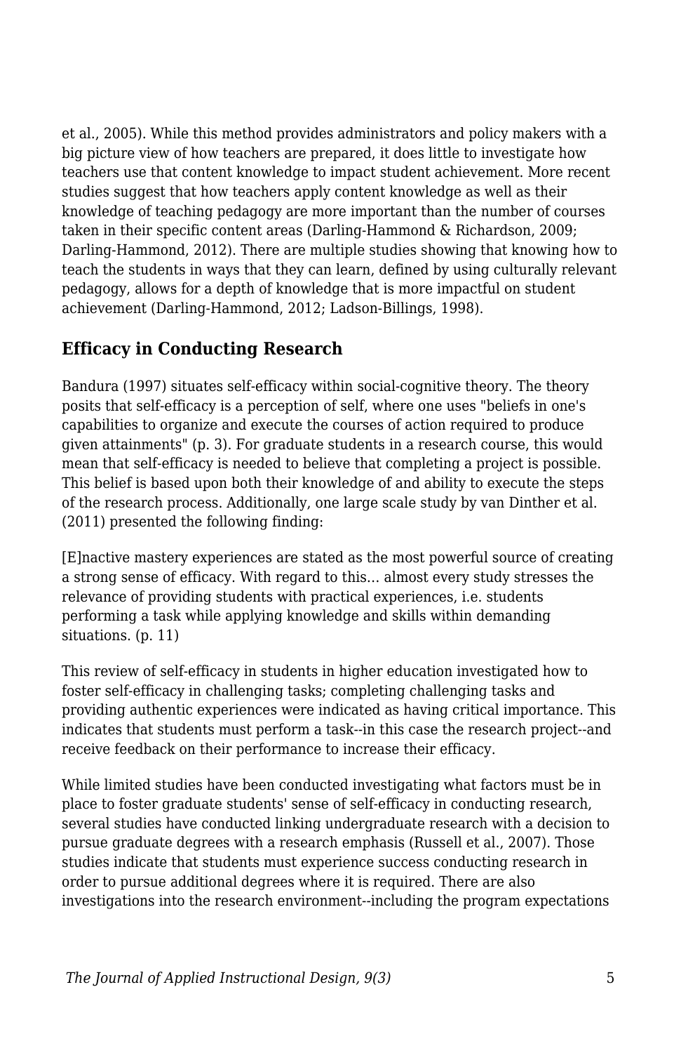et al., 2005). While this method provides administrators and policy makers with a big picture view of how teachers are prepared, it does little to investigate how teachers use that content knowledge to impact student achievement. More recent studies suggest that how teachers apply content knowledge as well as their knowledge of teaching pedagogy are more important than the number of courses taken in their specific content areas (Darling-Hammond & Richardson, 2009; Darling-Hammond, 2012). There are multiple studies showing that knowing how to teach the students in ways that they can learn, defined by using culturally relevant pedagogy, allows for a depth of knowledge that is more impactful on student achievement (Darling-Hammond, 2012; Ladson-Billings, 1998).

## Efficacy in Conducting Research

Bandura (1997) situates self-efficacy within social-cognitive theory. The theory posits that self-efficacy is a perception of self, where one uses "beliefs in one's capabilities to organize and execute the courses of action required to produce given attainments" (p. 3). For graduate students in a research course, this would mean that self-efficacy is needed to believe that completing a project is possible. This belief is based upon both their knowledge of and ability to execute the steps of the research process. Additionally, one large scale study by van Dinther et al. (2011) presented the following finding:

[E]nactive mastery experiences are stated as the most powerful source of creating a strong sense of efficacy. With regard to this... almost every study stresses the relevance of providing students with practical experiences, i.e. students performing a task while applying knowledge and skills within demanding situations. (p. 11)

This review of self-efficacy in students in higher education investigated how to foster self-efficacy in challenging tasks; completing challenging tasks and providing authentic experiences were indicated as having critical importance. This indicates that students must perform a task--in this case the research project--and receive feedback on their performance to increase their efficacy.

While limited studies have been conducted investigating what factors must be in place to foster graduate students' sense of self-efficacy in conducting research, several studies have conducted linking undergraduate research with a decision to pursue graduate degrees with a research emphasis (Russell et al., 2007). Those studies indicate that students must experience success conducting research in order to pursue additional degrees where it is required. There are also investigations into the research environment--including the program expectations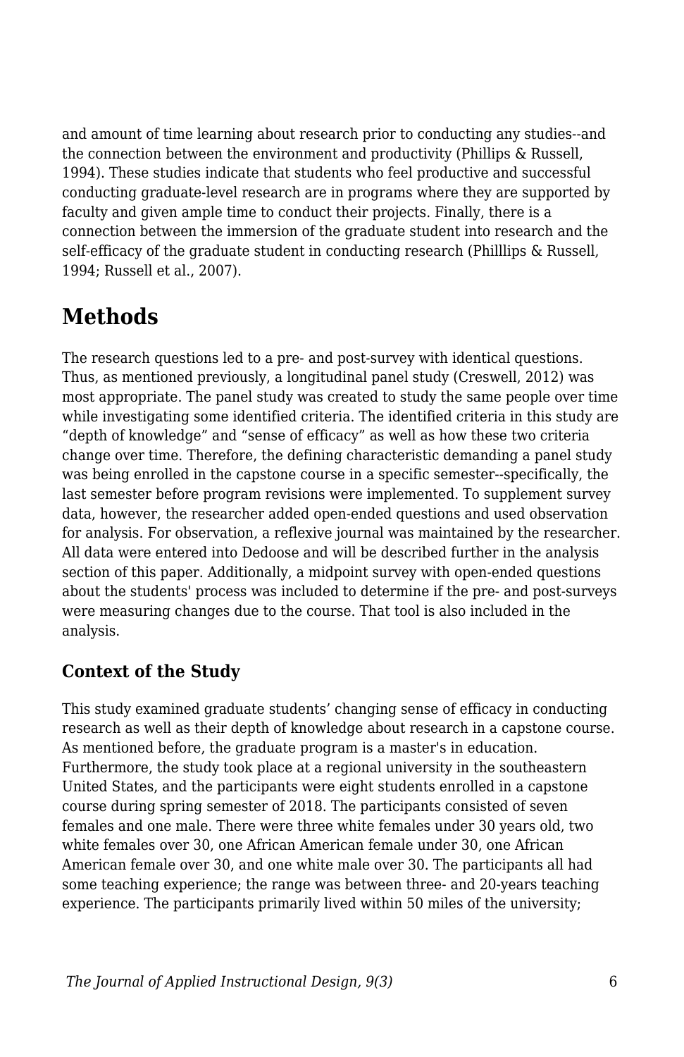and amount of time learning about research prior to conducting any studies--and the connection between the environment and productivity (Phillips & Russell, 1994). These studies indicate that students who feel productive and successful conducting graduate-level research are in programs where they are supported by faculty and given ample time to conduct their projects. Finally, there is a connection between the immersion of the graduate student into research and the self-efficacy of the graduate student in conducting research (Philllips & Russell, 1994; Russell et al., 2007).

## Methods

The research questions led to a pre- and post-survey with identical questions. Thus, as mentioned previously, a longitudinal panel study (Creswell, 2012) was most appropriate. The panel study was created to study the same people over time while investigating some identified criteria. The identified criteria in this study are "depth of knowledge" and "sense of efficacy" as well as how these two criteria change over time. Therefore, the defining characteristic demanding a panel study was being enrolled in the capstone course in a specific semester--specifically, the last semester before program revisions were implemented. To supplement survey data, however, the researcher added open-ended questions and used observation for analysis. For observation, a reflexive journal was maintained by the researcher. All data were entered into Dedoose and will be described further in the analysis section of this paper. Additionally, a midpoint survey with open-ended questions about the students' process was included to determine if the pre- and post-surveys were measuring changes due to the course. That tool is also included in the analysis.

### Context of the Study

This study examined graduate students' changing sense of efficacy in conducting research as well as their depth of knowledge about research in a capstone course. As mentioned before, the graduate program is a master's in education. Furthermore, the study took place at a regional university in the southeastern United States, and the participants were eight students enrolled in a capstone course during spring semester of 2018. The participants consisted of seven females and one male. There were three white females under 30 years old, two white females over 30, one African American female under 30, one African American female over 30, and one white male over 30. The participants all had some teaching experience; the range was between three- and 20-years teaching experience. The participants primarily lived within 50 miles of the university;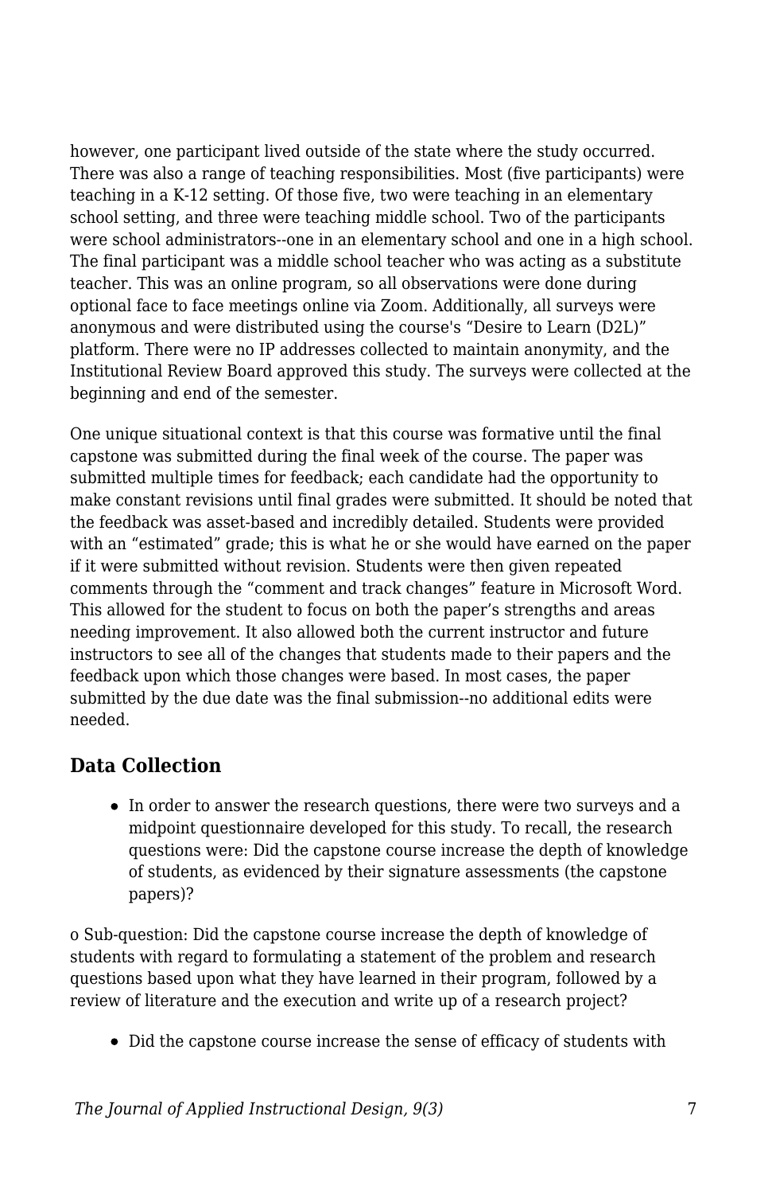however, one participant lived outside of the state where the study occurred. There was also a range of teaching responsibilities. Most (five participants) were teaching in a K-12 setting. Of those five, two were teaching in an elementary school setting, and three were teaching middle school. Two of the participants were school administrators--one in an elementary school and one in a high school. The final participant was a middle school teacher who was acting as a substitute teacher. This was an online program, so all observations were done during optional face to face meetings online via Zoom. Additionally, all surveys were anonymous and were distributed using the course's "Desire to Learn (D2L)" platform. There were no IP addresses collected to maintain anonymity, and the Institutional Review Board approved this study. The surveys were collected at the beginning and end of the semester.

One unique situational context is that this course was formative until the final capstone was submitted during the final week of the course. The paper was submitted multiple times for feedback; each candidate had the opportunity to make constant revisions until final grades were submitted. It should be noted that the feedback was asset-based and incredibly detailed. Students were provided with an "estimated" grade; this is what he or she would have earned on the paper if it were submitted without revision. Students were then given repeated comments through the "comment and track changes" feature in Microsoft Word. This allowed for the student to focus on both the paper's strengths and areas needing improvement. It also allowed both the current instructor and future instructors to see all of the changes that students made to their papers and the feedback upon which those changes were based. In most cases, the paper submitted by the due date was the final submission--no additional edits were needed.

## Data Collection

- In order to answer the research questions, there were two surveys and a midpoint questionnaire developed for this study. To recall, the research questions were: Did the capstone course increase the depth of knowledge of students, as evidenced by their signature assessments (the capstone papers)?

o Sub-question: Did the capstone course increase the depth of knowledge of students with regard to formulating a statement of the problem and research questions based upon what they have learned in their program, followed by a review of literature and the execution and write up of a research project?

- Did the capstone course increase the sense of efficacy of students with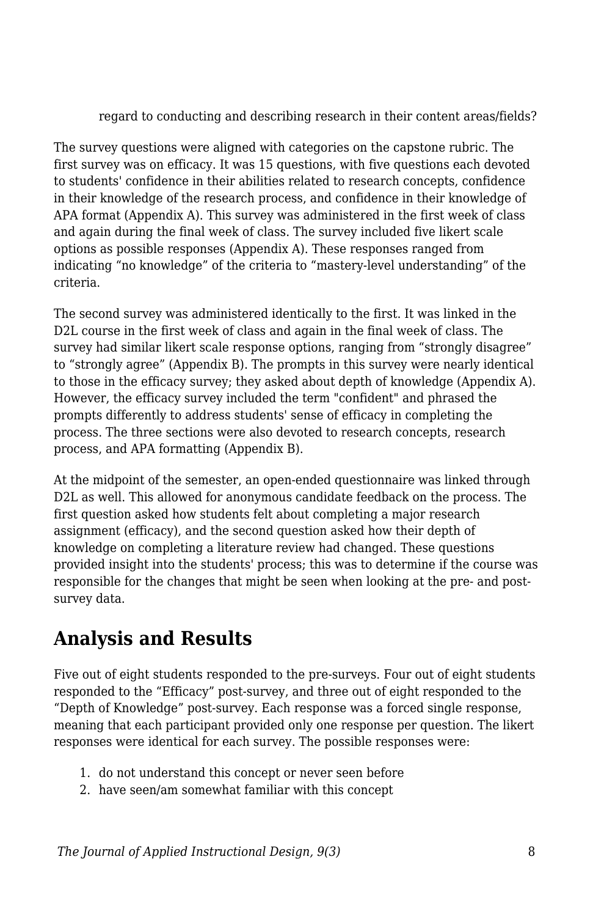regard to conducting and describing research in their content areas/fields?

The survey questions were aligned with categories on the capstone rubric. The first survey was on efficacy. It was 15 questions, with five questions each devoted to students' confidence in their abilities related to research concepts, confidence in their knowledge of the research process, and confidence in their knowledge of APA format (Appendix A). This survey was administered in the first week of class and again during the final week of class. The survey included five likert scale options as possible responses (Appendix A). These responses ranged from indicating "no knowledge" of the criteria to "mastery-level understanding" of the criteria.

The second survey was administered identically to the first. It was linked in the D2L course in the first week of class and again in the final week of class. The survey had similar likert scale response options, ranging from "strongly disagree" to "strongly agree" (Appendix B). The prompts in this survey were nearly identical to those in the efficacy survey; they asked about depth of knowledge (Appendix A). However, the efficacy survey included the term "confident" and phrased the prompts differently to address students' sense of efficacy in completing the process. The three sections were also devoted to research concepts, research process, and APA formatting (Appendix B).

At the midpoint of the semester, an open-ended questionnaire was linked through D2L as well. This allowed for anonymous candidate feedback on the process. The first question asked how students felt about completing a major research assignment (efficacy), and the second question asked how their depth of knowledge on completing a literature review had changed. These questions provided insight into the students' process; this was to determine if the course was responsible for the changes that might be seen when looking at the pre- and post-survey data.

## Analysis and Results

Five out of eight students responded to the pre-surveys. Four out of eight students responded to the "Efficacy" post-survey, and three out of eight responded to the "Depth of Knowledge" post-survey. Each response was a forced single response, meaning that each participant provided only one response per question. The likert responses were identical for each survey. The possible responses were:

1. do not understand this concept or never seen before
2. have seen/am somewhat familiar with this concept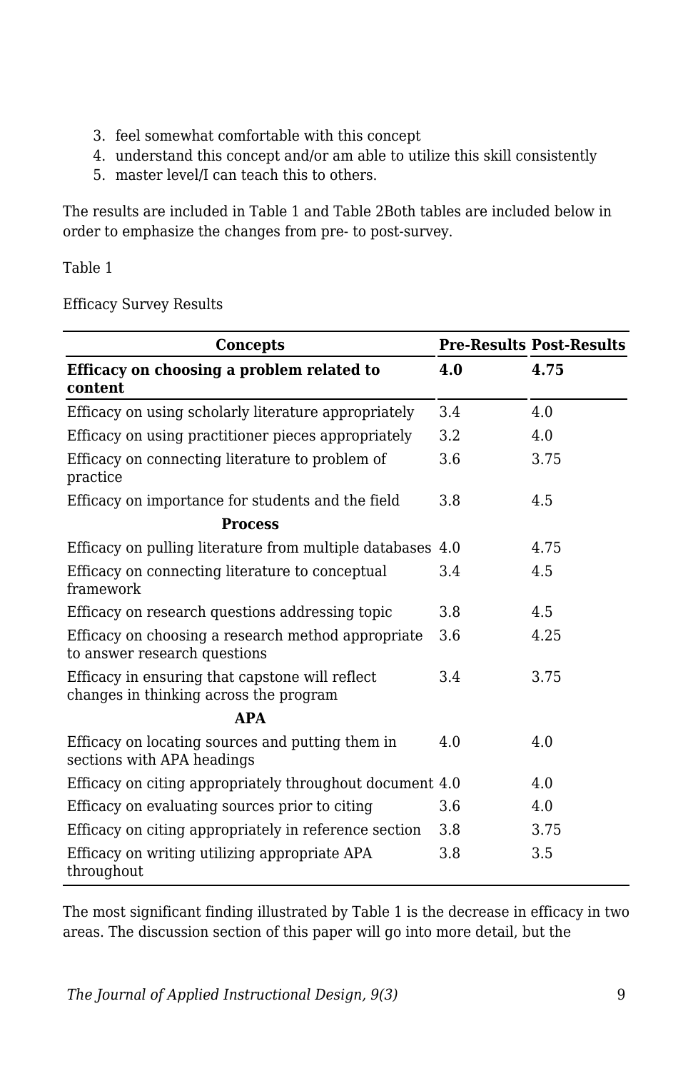3. feel somewhat comfortable with this concept
4. understand this concept and/or am able to utilize this skill consistently
5. master level/I can teach this to others.

The results are included in Table 1 and Table 2Both tables are included below in order to emphasize the changes from pre- to post-survey.

Table 1

Efficacy Survey Results

| Concepts | Pre-Results | Post-Results |
|---|---|---|
| **Efficacy on choosing a problem related to content** | **4.0** | **4.75** |
| Efficacy on using scholarly literature appropriately | 3.4 | 4.0 |
| Efficacy on using practitioner pieces appropriately | 3.2 | 4.0 |
| Efficacy on connecting literature to problem of practice | 3.6 | 3.75 |
| Efficacy on importance for students and the field | 3.8 | 4.5 |
| **Process** | | |
| Efficacy on pulling literature from multiple databases | 4.0 | 4.75 |
| Efficacy on connecting literature to conceptual framework | 3.4 | 4.5 |
| Efficacy on research questions addressing topic | 3.8 | 4.5 |
| Efficacy on choosing a research method appropriate to answer research questions | 3.6 | 4.25 |
| Efficacy in ensuring that capstone will reflect changes in thinking across the program | 3.4 | 3.75 |
| **APA** | | |
| Efficacy on locating sources and putting them in sections with APA headings | 4.0 | 4.0 |
| Efficacy on citing appropriately throughout document | 4.0 | 4.0 |
| Efficacy on evaluating sources prior to citing | 3.6 | 4.0 |
| Efficacy on citing appropriately in reference section | 3.8 | 3.75 |
| Efficacy on writing utilizing appropriate APA throughout | 3.8 | 3.5 |

The most significant finding illustrated by Table 1 is the decrease in efficacy in two areas. The discussion section of this paper will go into more detail, but the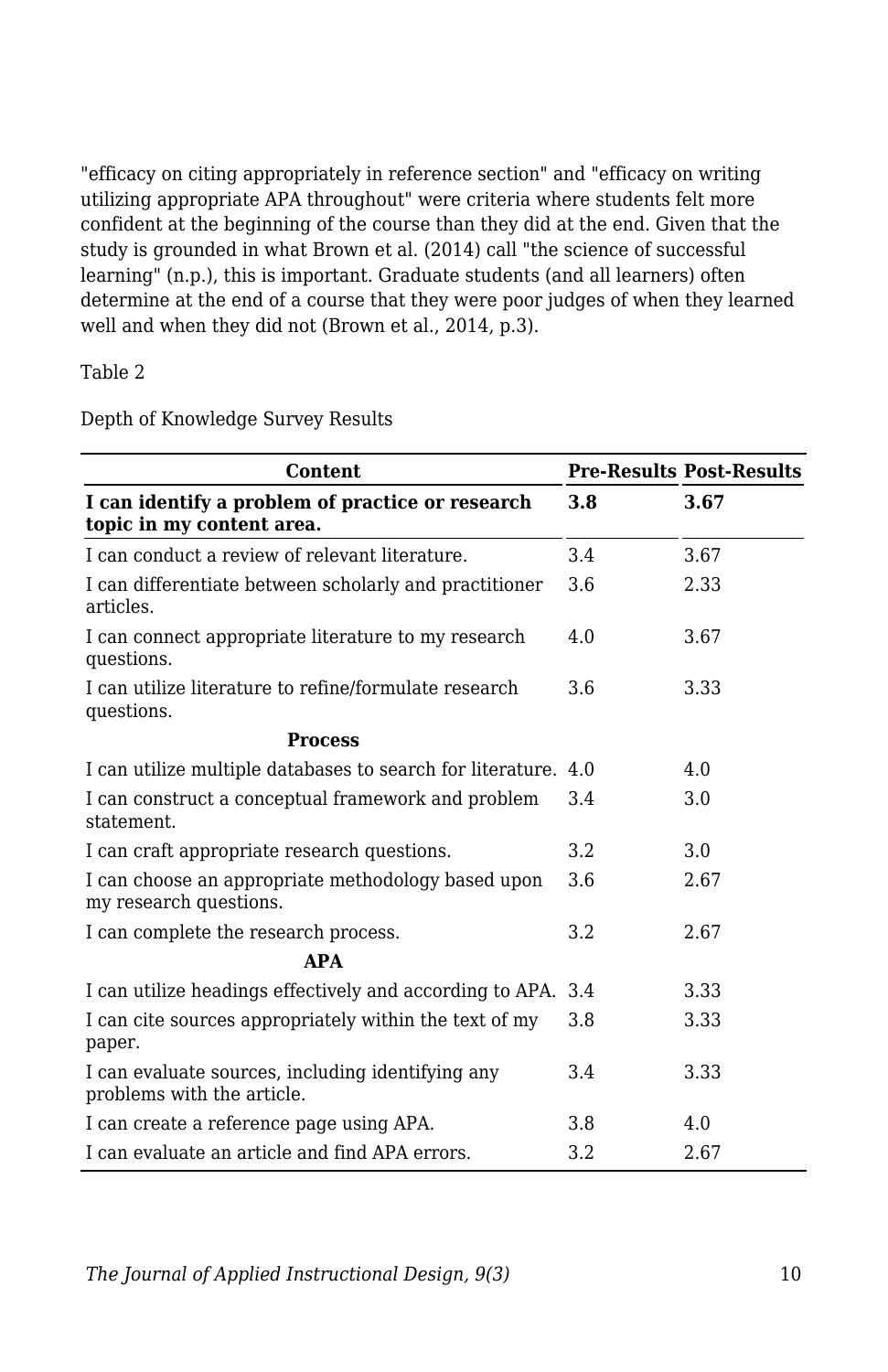"efficacy on citing appropriately in reference section" and "efficacy on writing utilizing appropriate APA throughout" were criteria where students felt more confident at the beginning of the course than they did at the end. Given that the study is grounded in what Brown et al. (2014) call "the science of successful learning" (n.p.), this is important. Graduate students (and all learners) often determine at the end of a course that they were poor judges of when they learned well and when they did not (Brown et al., 2014, p.3).

Table 2

Depth of Knowledge Survey Results

| Content | Pre-Results | Post-Results |
|---|---|---|
| **I can identify a problem of practice or research topic in my content area.** | **3.8** | **3.67** |
| I can conduct a review of relevant literature. | 3.4 | 3.67 |
| I can differentiate between scholarly and practitioner articles. | 3.6 | 2.33 |
| I can connect appropriate literature to my research questions. | 4.0 | 3.67 |
| I can utilize literature to refine/formulate research questions. | 3.6 | 3.33 |
| **Process** | | |
| I can utilize multiple databases to search for literature. | 4.0 | 4.0 |
| I can construct a conceptual framework and problem statement. | 3.4 | 3.0 |
| I can craft appropriate research questions. | 3.2 | 3.0 |
| I can choose an appropriate methodology based upon my research questions. | 3.6 | 2.67 |
| I can complete the research process. | 3.2 | 2.67 |
| **APA** | | |
| I can utilize headings effectively and according to APA. | 3.4 | 3.33 |
| I can cite sources appropriately within the text of my paper. | 3.8 | 3.33 |
| I can evaluate sources, including identifying any problems with the article. | 3.4 | 3.33 |
| I can create a reference page using APA. | 3.8 | 4.0 |
| I can evaluate an article and find APA errors. | 3.2 | 2.67 |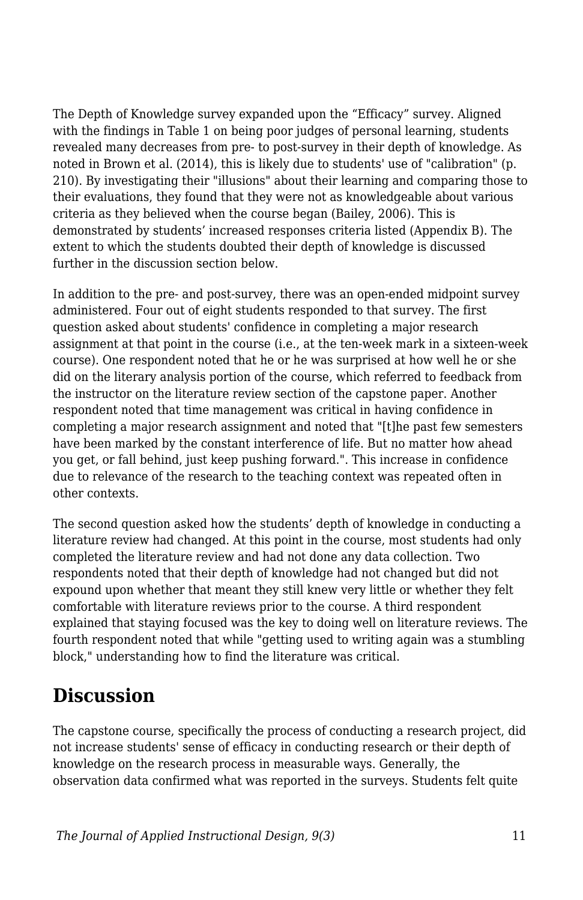The Depth of Knowledge survey expanded upon the "Efficacy" survey. Aligned with the findings in Table 1 on being poor judges of personal learning, students revealed many decreases from pre- to post-survey in their depth of knowledge. As noted in Brown et al. (2014), this is likely due to students' use of "calibration" (p. 210). By investigating their "illusions" about their learning and comparing those to their evaluations, they found that they were not as knowledgeable about various criteria as they believed when the course began (Bailey, 2006). This is demonstrated by students' increased responses criteria listed (Appendix B). The extent to which the students doubted their depth of knowledge is discussed further in the discussion section below.

In addition to the pre- and post-survey, there was an open-ended midpoint survey administered. Four out of eight students responded to that survey. The first question asked about students' confidence in completing a major research assignment at that point in the course (i.e., at the ten-week mark in a sixteen-week course). One respondent noted that he or he was surprised at how well he or she did on the literary analysis portion of the course, which referred to feedback from the instructor on the literature review section of the capstone paper. Another respondent noted that time management was critical in having confidence in completing a major research assignment and noted that "[t]he past few semesters have been marked by the constant interference of life. But no matter how ahead you get, or fall behind, just keep pushing forward.". This increase in confidence due to relevance of the research to the teaching context was repeated often in other contexts.

The second question asked how the students' depth of knowledge in conducting a literature review had changed. At this point in the course, most students had only completed the literature review and had not done any data collection. Two respondents noted that their depth of knowledge had not changed but did not expound upon whether that meant they still knew very little or whether they felt comfortable with literature reviews prior to the course. A third respondent explained that staying focused was the key to doing well on literature reviews. The fourth respondent noted that while "getting used to writing again was a stumbling block," understanding how to find the literature was critical.

## Discussion

The capstone course, specifically the process of conducting a research project, did not increase students' sense of efficacy in conducting research or their depth of knowledge on the research process in measurable ways. Generally, the observation data confirmed what was reported in the surveys. Students felt quite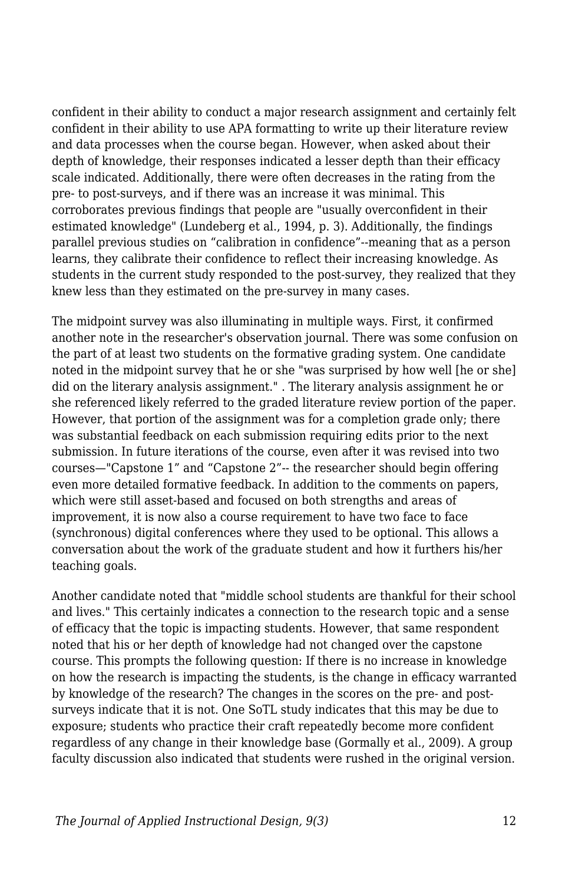confident in their ability to conduct a major research assignment and certainly felt confident in their ability to use APA formatting to write up their literature review and data processes when the course began. However, when asked about their depth of knowledge, their responses indicated a lesser depth than their efficacy scale indicated. Additionally, there were often decreases in the rating from the pre- to post-surveys, and if there was an increase it was minimal. This corroborates previous findings that people are "usually overconfident in their estimated knowledge" (Lundeberg et al., 1994, p. 3). Additionally, the findings parallel previous studies on “calibration in confidence”--meaning that as a person learns, they calibrate their confidence to reflect their increasing knowledge. As students in the current study responded to the post-survey, they realized that they knew less than they estimated on the pre-survey in many cases.

The midpoint survey was also illuminating in multiple ways. First, it confirmed another note in the researcher's observation journal. There was some confusion on the part of at least two students on the formative grading system. One candidate noted in the midpoint survey that he or she "was surprised by how well [he or she] did on the literary analysis assignment." . The literary analysis assignment he or she referenced likely referred to the graded literature review portion of the paper. However, that portion of the assignment was for a completion grade only; there was substantial feedback on each submission requiring edits prior to the next submission. In future iterations of the course, even after it was revised into two courses—"Capstone 1" and “Capstone 2”-- the researcher should begin offering even more detailed formative feedback. In addition to the comments on papers, which were still asset-based and focused on both strengths and areas of improvement, it is now also a course requirement to have two face to face (synchronous) digital conferences where they used to be optional. This allows a conversation about the work of the graduate student and how it furthers his/her teaching goals.

Another candidate noted that "middle school students are thankful for their school and lives." This certainly indicates a connection to the research topic and a sense of efficacy that the topic is impacting students. However, that same respondent noted that his or her depth of knowledge had not changed over the capstone course. This prompts the following question: If there is no increase in knowledge on how the research is impacting the students, is the change in efficacy warranted by knowledge of the research? The changes in the scores on the pre- and post-surveys indicate that it is not. One SoTL study indicates that this may be due to exposure; students who practice their craft repeatedly become more confident regardless of any change in their knowledge base (Gormally et al., 2009). A group faculty discussion also indicated that students were rushed in the original version.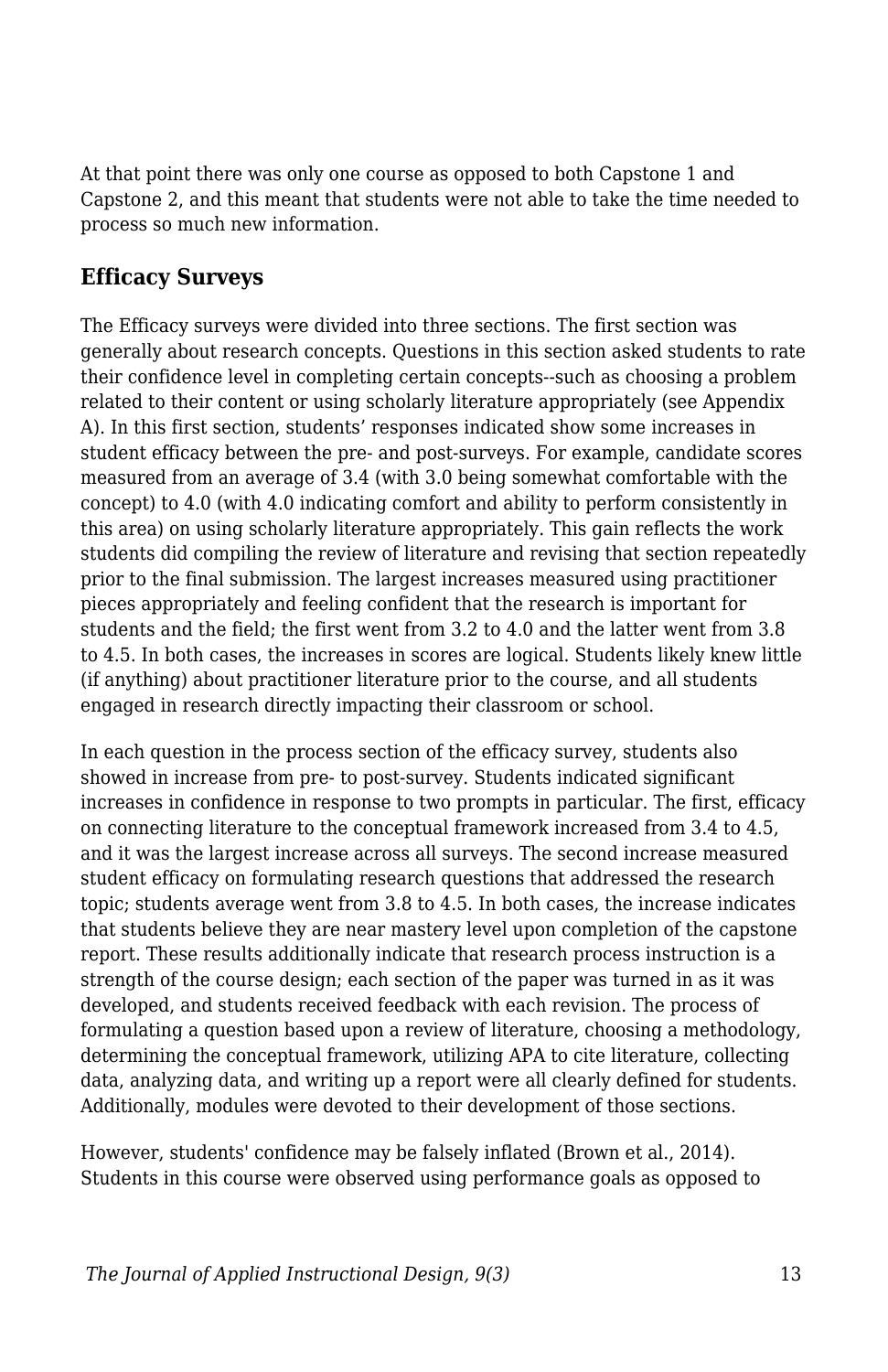At that point there was only one course as opposed to both Capstone 1 and Capstone 2, and this meant that students were not able to take the time needed to process so much new information.

### Efficacy Surveys

The Efficacy surveys were divided into three sections. The first section was generally about research concepts. Questions in this section asked students to rate their confidence level in completing certain concepts--such as choosing a problem related to their content or using scholarly literature appropriately (see Appendix A). In this first section, students' responses indicated show some increases in student efficacy between the pre- and post-surveys. For example, candidate scores measured from an average of 3.4 (with 3.0 being somewhat comfortable with the concept) to 4.0 (with 4.0 indicating comfort and ability to perform consistently in this area) on using scholarly literature appropriately. This gain reflects the work students did compiling the review of literature and revising that section repeatedly prior to the final submission. The largest increases measured using practitioner pieces appropriately and feeling confident that the research is important for students and the field; the first went from 3.2 to 4.0 and the latter went from 3.8 to 4.5. In both cases, the increases in scores are logical. Students likely knew little (if anything) about practitioner literature prior to the course, and all students engaged in research directly impacting their classroom or school.

In each question in the process section of the efficacy survey, students also showed in increase from pre- to post-survey. Students indicated significant increases in confidence in response to two prompts in particular. The first, efficacy on connecting literature to the conceptual framework increased from 3.4 to 4.5, and it was the largest increase across all surveys. The second increase measured student efficacy on formulating research questions that addressed the research topic; students average went from 3.8 to 4.5. In both cases, the increase indicates that students believe they are near mastery level upon completion of the capstone report. These results additionally indicate that research process instruction is a strength of the course design; each section of the paper was turned in as it was developed, and students received feedback with each revision. The process of formulating a question based upon a review of literature, choosing a methodology, determining the conceptual framework, utilizing APA to cite literature, collecting data, analyzing data, and writing up a report were all clearly defined for students. Additionally, modules were devoted to their development of those sections.

However, students' confidence may be falsely inflated (Brown et al., 2014). Students in this course were observed using performance goals as opposed to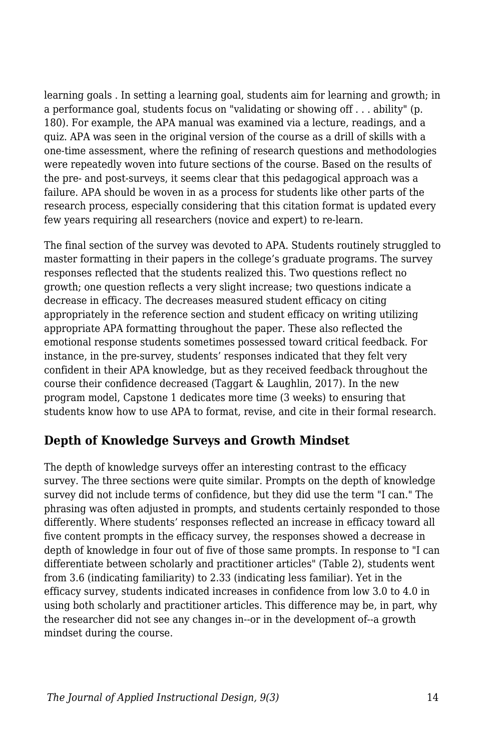learning goals . In setting a learning goal, students aim for learning and growth; in a performance goal, students focus on "validating or showing off . . . ability" (p. 180). For example, the APA manual was examined via a lecture, readings, and a quiz. APA was seen in the original version of the course as a drill of skills with a one-time assessment, where the refining of research questions and methodologies were repeatedly woven into future sections of the course. Based on the results of the pre- and post-surveys, it seems clear that this pedagogical approach was a failure. APA should be woven in as a process for students like other parts of the research process, especially considering that this citation format is updated every few years requiring all researchers (novice and expert) to re-learn.

The final section of the survey was devoted to APA. Students routinely struggled to master formatting in their papers in the college's graduate programs. The survey responses reflected that the students realized this. Two questions reflect no growth; one question reflects a very slight increase; two questions indicate a decrease in efficacy. The decreases measured student efficacy on citing appropriately in the reference section and student efficacy on writing utilizing appropriate APA formatting throughout the paper. These also reflected the emotional response students sometimes possessed toward critical feedback. For instance, in the pre-survey, students' responses indicated that they felt very confident in their APA knowledge, but as they received feedback throughout the course their confidence decreased (Taggart & Laughlin, 2017). In the new program model, Capstone 1 dedicates more time (3 weeks) to ensuring that students know how to use APA to format, revise, and cite in their formal research.

## Depth of Knowledge Surveys and Growth Mindset

The depth of knowledge surveys offer an interesting contrast to the efficacy survey. The three sections were quite similar. Prompts on the depth of knowledge survey did not include terms of confidence, but they did use the term "I can." The phrasing was often adjusted in prompts, and students certainly responded to those differently. Where students' responses reflected an increase in efficacy toward all five content prompts in the efficacy survey, the responses showed a decrease in depth of knowledge in four out of five of those same prompts. In response to "I can differentiate between scholarly and practitioner articles" (Table 2), students went from 3.6 (indicating familiarity) to 2.33 (indicating less familiar). Yet in the efficacy survey, students indicated increases in confidence from low 3.0 to 4.0 in using both scholarly and practitioner articles. This difference may be, in part, why the researcher did not see any changes in--or in the development of--a growth mindset during the course.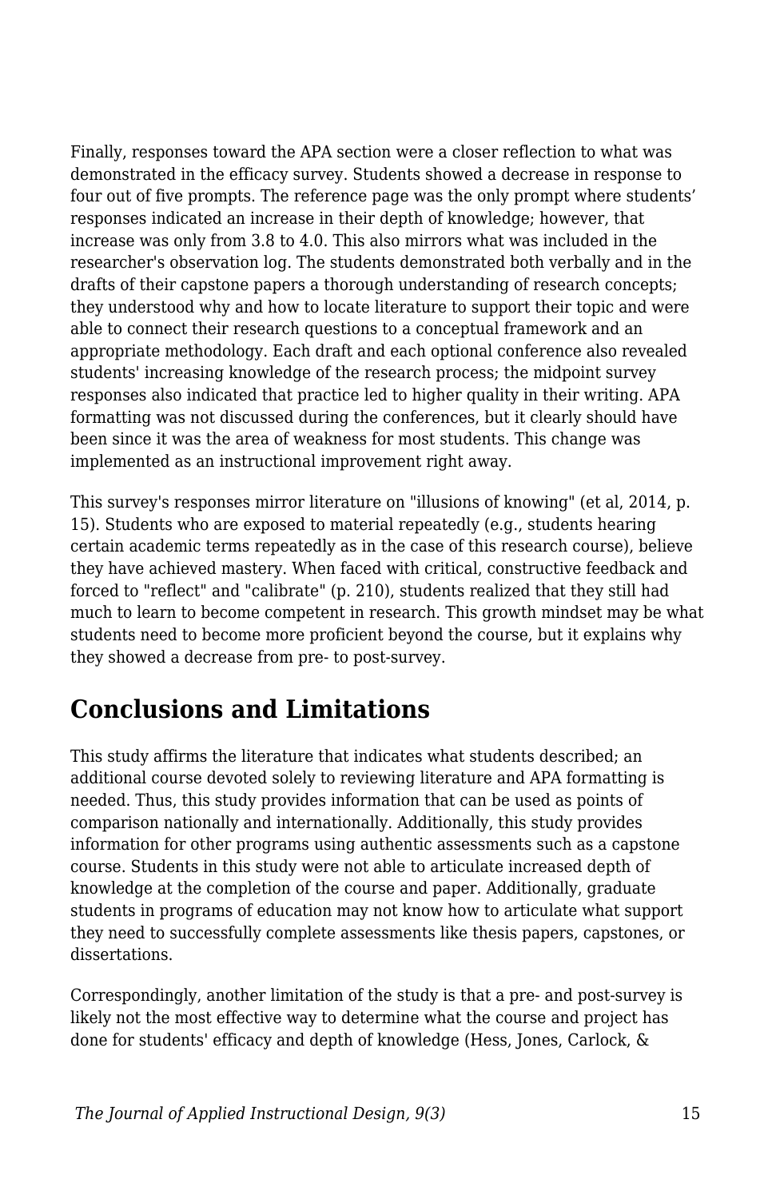Finally, responses toward the APA section were a closer reflection to what was demonstrated in the efficacy survey. Students showed a decrease in response to four out of five prompts. The reference page was the only prompt where students' responses indicated an increase in their depth of knowledge; however, that increase was only from 3.8 to 4.0. This also mirrors what was included in the researcher's observation log. The students demonstrated both verbally and in the drafts of their capstone papers a thorough understanding of research concepts; they understood why and how to locate literature to support their topic and were able to connect their research questions to a conceptual framework and an appropriate methodology. Each draft and each optional conference also revealed students' increasing knowledge of the research process; the midpoint survey responses also indicated that practice led to higher quality in their writing. APA formatting was not discussed during the conferences, but it clearly should have been since it was the area of weakness for most students. This change was implemented as an instructional improvement right away.

This survey's responses mirror literature on "illusions of knowing" (et al, 2014, p. 15). Students who are exposed to material repeatedly (e.g., students hearing certain academic terms repeatedly as in the case of this research course), believe they have achieved mastery. When faced with critical, constructive feedback and forced to "reflect" and "calibrate" (p. 210), students realized that they still had much to learn to become competent in research. This growth mindset may be what students need to become more proficient beyond the course, but it explains why they showed a decrease from pre- to post-survey.

## Conclusions and Limitations

This study affirms the literature that indicates what students described; an additional course devoted solely to reviewing literature and APA formatting is needed. Thus, this study provides information that can be used as points of comparison nationally and internationally. Additionally, this study provides information for other programs using authentic assessments such as a capstone course. Students in this study were not able to articulate increased depth of knowledge at the completion of the course and paper. Additionally, graduate students in programs of education may not know how to articulate what support they need to successfully complete assessments like thesis papers, capstones, or dissertations.

Correspondingly, another limitation of the study is that a pre- and post-survey is likely not the most effective way to determine what the course and project has done for students' efficacy and depth of knowledge (Hess, Jones, Carlock, &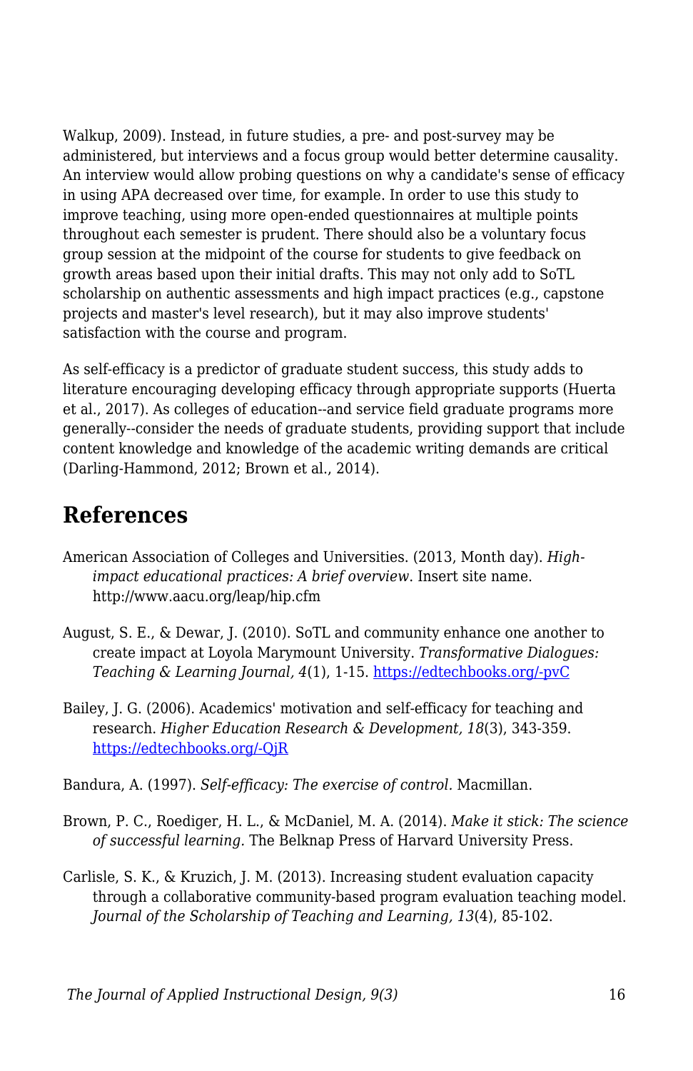Walkup, 2009). Instead, in future studies, a pre- and post-survey may be administered, but interviews and a focus group would better determine causality. An interview would allow probing questions on why a candidate's sense of efficacy in using APA decreased over time, for example. In order to use this study to improve teaching, using more open-ended questionnaires at multiple points throughout each semester is prudent. There should also be a voluntary focus group session at the midpoint of the course for students to give feedback on growth areas based upon their initial drafts. This may not only add to SoTL scholarship on authentic assessments and high impact practices (e.g., capstone projects and master's level research), but it may also improve students' satisfaction with the course and program.

As self-efficacy is a predictor of graduate student success, this study adds to literature encouraging developing efficacy through appropriate supports (Huerta et al., 2017). As colleges of education--and service field graduate programs more generally--consider the needs of graduate students, providing support that include content knowledge and knowledge of the academic writing demands are critical (Darling-Hammond, 2012; Brown et al., 2014).

## References

American Association of Colleges and Universities. (2013, Month day). *High-impact educational practices: A brief overview*. Insert site name. http://www.aacu.org/leap/hip.cfm

August, S. E., & Dewar, J. (2010). SoTL and community enhance one another to create impact at Loyola Marymount University. *Transformative Dialogues: Teaching & Learning Journal, 4*(1), 1-15. https://edtechbooks.org/-pvC

Bailey, J. G. (2006). Academics' motivation and self-efficacy for teaching and research. *Higher Education Research & Development, 18*(3), 343-359. https://edtechbooks.org/-QjR

Bandura, A. (1997). *Self-efficacy: The exercise of control.* Macmillan.

Brown, P. C., Roediger, H. L., & McDaniel, M. A. (2014). *Make it stick: The science of successful learning.* The Belknap Press of Harvard University Press.

Carlisle, S. K., & Kruzich, J. M. (2013). Increasing student evaluation capacity through a collaborative community-based program evaluation teaching model. *Journal of the Scholarship of Teaching and Learning, 13*(4), 85-102.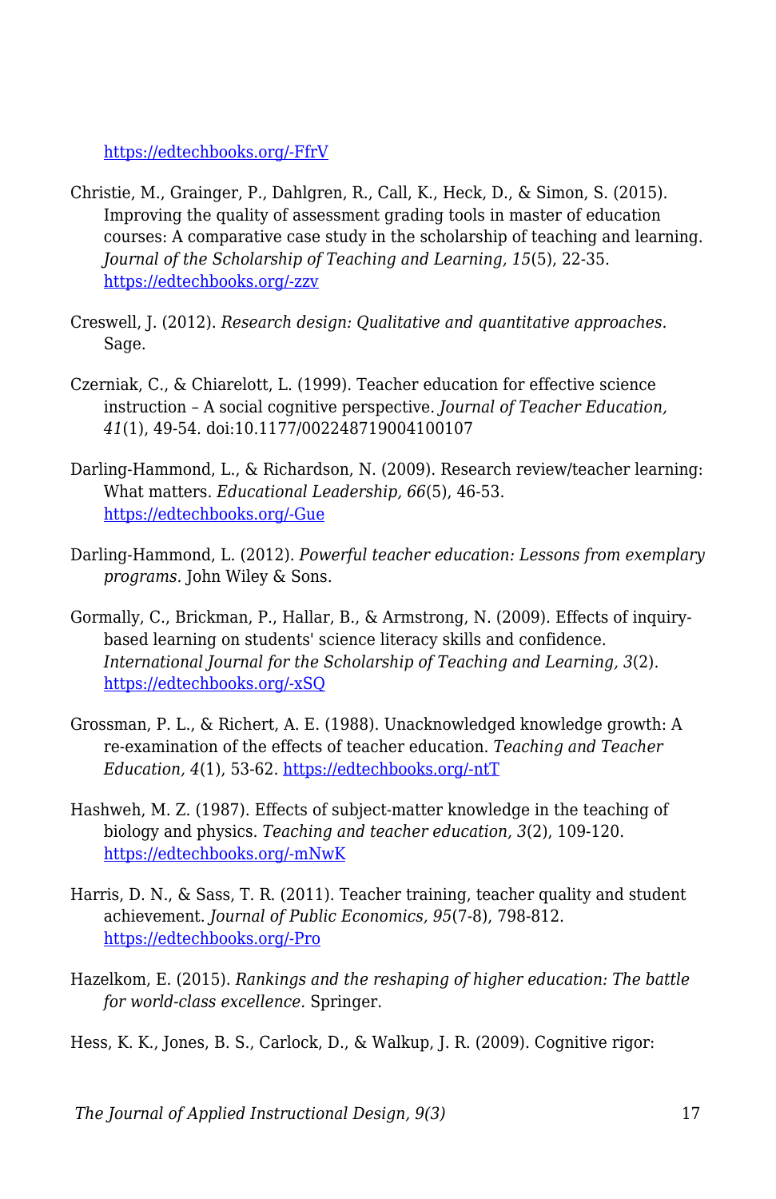https://edtechbooks.org/-FfrV

Christie, M., Grainger, P., Dahlgren, R., Call, K., Heck, D., & Simon, S. (2015). Improving the quality of assessment grading tools in master of education courses: A comparative case study in the scholarship of teaching and learning. *Journal of the Scholarship of Teaching and Learning, 15*(5), 22-35. https://edtechbooks.org/-zzv

Creswell, J. (2012). *Research design: Qualitative and quantitative approaches.* Sage.

Czerniak, C., & Chiarelott, L. (1999). Teacher education for effective science instruction – A social cognitive perspective. *Journal of Teacher Education, 41*(1), 49-54. doi:10.1177/002248719004100107

Darling-Hammond, L., & Richardson, N. (2009). Research review/teacher learning: What matters. *Educational Leadership, 66*(5), 46-53. https://edtechbooks.org/-Gue

Darling-Hammond, L. (2012). *Powerful teacher education: Lessons from exemplary programs.* John Wiley & Sons.

Gormally, C., Brickman, P., Hallar, B., & Armstrong, N. (2009). Effects of inquiry-based learning on students' science literacy skills and confidence. *International Journal for the Scholarship of Teaching and Learning, 3*(2). https://edtechbooks.org/-xSQ

Grossman, P. L., & Richert, A. E. (1988). Unacknowledged knowledge growth: A re-examination of the effects of teacher education. *Teaching and Teacher Education, 4*(1), 53-62. https://edtechbooks.org/-ntT

Hashweh, M. Z. (1987). Effects of subject-matter knowledge in the teaching of biology and physics. *Teaching and teacher education, 3*(2), 109-120. https://edtechbooks.org/-mNwK

Harris, D. N., & Sass, T. R. (2011). Teacher training, teacher quality and student achievement. *Journal of Public Economics, 95*(7-8), 798-812. https://edtechbooks.org/-Pro

Hazelkom, E. (2015). *Rankings and the reshaping of higher education: The battle for world-class excellence.* Springer.

Hess, K. K., Jones, B. S., Carlock, D., & Walkup, J. R. (2009). Cognitive rigor: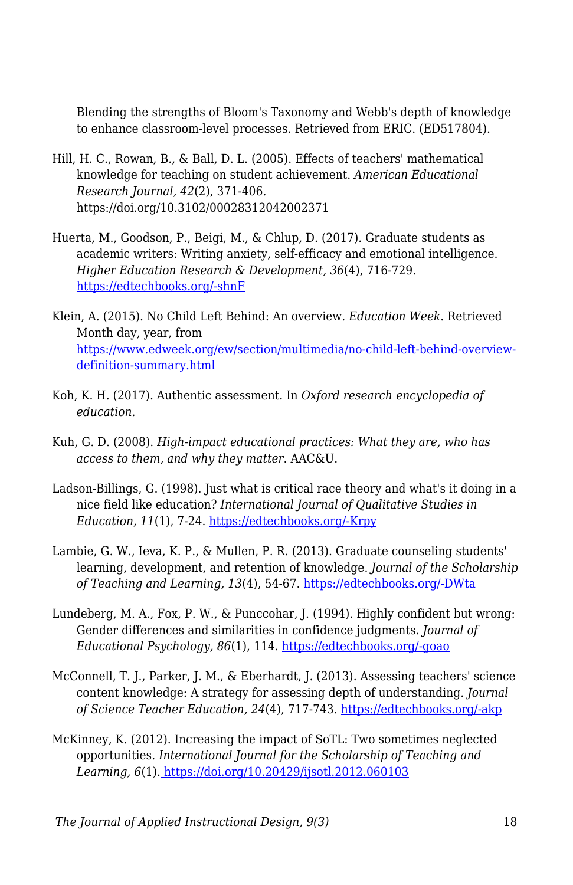Blending the strengths of Bloom's Taxonomy and Webb's depth of knowledge to enhance classroom-level processes. Retrieved from ERIC. (ED517804).

Hill, H. C., Rowan, B., & Ball, D. L. (2005). Effects of teachers' mathematical knowledge for teaching on student achievement. *American Educational Research Journal, 42*(2), 371-406. https://doi.org/10.3102/00028312042002371

Huerta, M., Goodson, P., Beigi, M., & Chlup, D. (2017). Graduate students as academic writers: Writing anxiety, self-efficacy and emotional intelligence. *Higher Education Research & Development, 36*(4), 716-729. https://edtechbooks.org/-shnF

Klein, A. (2015). No Child Left Behind: An overview. *Education Week*. Retrieved Month day, year, from https://www.edweek.org/ew/section/multimedia/no-child-left-behind-overview-definition-summary.html

Koh, K. H. (2017). Authentic assessment. In *Oxford research encyclopedia of education.*

Kuh, G. D. (2008). *High-impact educational practices: What they are, who has access to them, and why they matter*. AAC&U.

Ladson-Billings, G. (1998). Just what is critical race theory and what's it doing in a nice field like education? *International Journal of Qualitative Studies in Education, 11*(1), 7-24. https://edtechbooks.org/-Krpy

Lambie, G. W., Ieva, K. P., & Mullen, P. R. (2013). Graduate counseling students' learning, development, and retention of knowledge. *Journal of the Scholarship of Teaching and Learning, 13*(4), 54-67. https://edtechbooks.org/-DWta

Lundeberg, M. A., Fox, P. W., & Punccohar, J. (1994). Highly confident but wrong: Gender differences and similarities in confidence judgments. *Journal of Educational Psychology, 86*(1), 114. https://edtechbooks.org/-goao

McConnell, T. J., Parker, J. M., & Eberhardt, J. (2013). Assessing teachers' science content knowledge: A strategy for assessing depth of understanding. *Journal of Science Teacher Education, 24*(4), 717-743. https://edtechbooks.org/-akp

McKinney, K. (2012). Increasing the impact of SoTL: Two sometimes neglected opportunities. *International Journal for the Scholarship of Teaching and Learning, 6*(1). https://doi.org/10.20429/ijsotl.2012.060103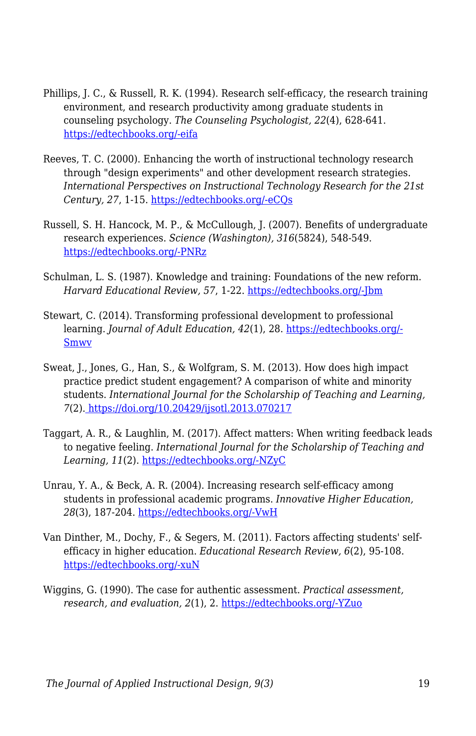Phillips, J. C., & Russell, R. K. (1994). Research self-efficacy, the research training environment, and research productivity among graduate students in counseling psychology. *The Counseling Psychologist, 22*(4), 628-641. https://edtechbooks.org/-eifa

Reeves, T. C. (2000). Enhancing the worth of instructional technology research through "design experiments" and other development research strategies. *International Perspectives on Instructional Technology Research for the 21st Century, 27*, 1-15. https://edtechbooks.org/-eCQs

Russell, S. H. Hancock, M. P., & McCullough, J. (2007). Benefits of undergraduate research experiences. *Science (Washington), 316*(5824), 548-549. https://edtechbooks.org/-PNRz

Schulman, L. S. (1987). Knowledge and training: Foundations of the new reform. *Harvard Educational Review, 57*, 1-22. https://edtechbooks.org/-Jbm

Stewart, C. (2014). Transforming professional development to professional learning. *Journal of Adult Education, 42*(1), 28. https://edtechbooks.org/-Smwv

Sweat, J., Jones, G., Han, S., & Wolfgram, S. M. (2013). How does high impact practice predict student engagement? A comparison of white and minority students. *International Journal for the Scholarship of Teaching and Learning, 7*(2). https://doi.org/10.20429/ijsotl.2013.070217

Taggart, A. R., & Laughlin, M. (2017). Affect matters: When writing feedback leads to negative feeling. *International Journal for the Scholarship of Teaching and Learning, 11*(2). https://edtechbooks.org/-NZyC

Unrau, Y. A., & Beck, A. R. (2004). Increasing research self-efficacy among students in professional academic programs. *Innovative Higher Education, 28*(3), 187-204. https://edtechbooks.org/-VwH

Van Dinther, M., Dochy, F., & Segers, M. (2011). Factors affecting students' self-efficacy in higher education. *Educational Research Review, 6*(2), 95-108. https://edtechbooks.org/-xuN

Wiggins, G. (1990). The case for authentic assessment. *Practical assessment, research, and evaluation, 2*(1), 2. https://edtechbooks.org/-YZuo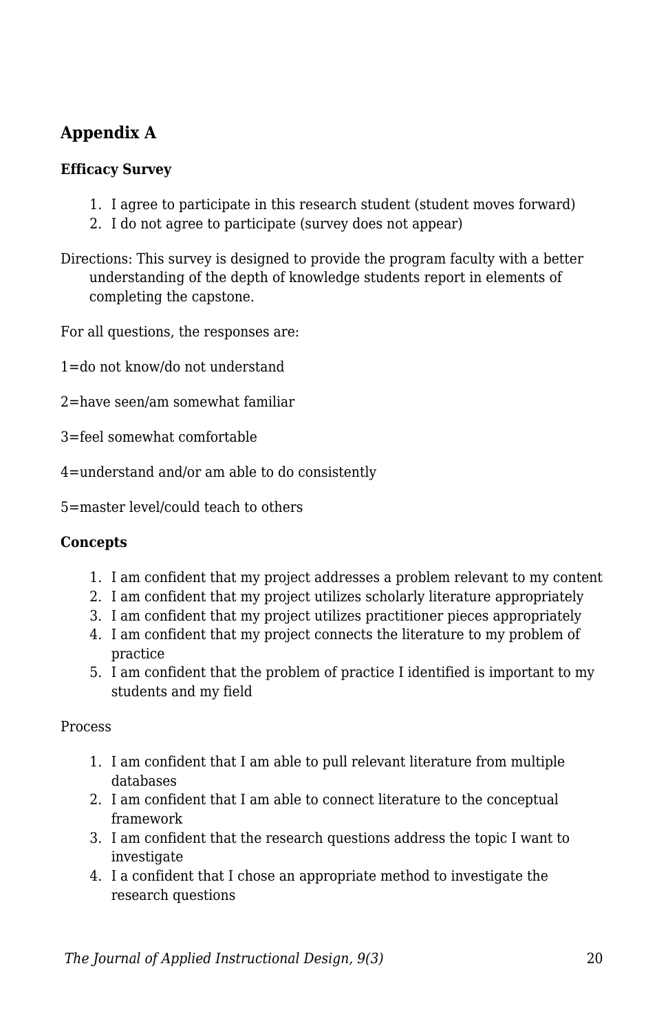## Appendix A

**Efficacy Survey**

1. I agree to participate in this research student (student moves forward)
2. I do not agree to participate (survey does not appear)

Directions: This survey is designed to provide the program faculty with a better understanding of the depth of knowledge students report in elements of completing the capstone.

For all questions, the responses are:

1=do not know/do not understand

2=have seen/am somewhat familiar

3=feel somewhat comfortable

4=understand and/or am able to do consistently

5=master level/could teach to others

**Concepts**

1. I am confident that my project addresses a problem relevant to my content
2. I am confident that my project utilizes scholarly literature appropriately
3. I am confident that my project utilizes practitioner pieces appropriately
4. I am confident that my project connects the literature to my problem of practice
5. I am confident that the problem of practice I identified is important to my students and my field

Process

1. I am confident that I am able to pull relevant literature from multiple databases
2. I am confident that I am able to connect literature to the conceptual framework
3. I am confident that the research questions address the topic I want to investigate
4. I a confident that I chose an appropriate method to investigate the research questions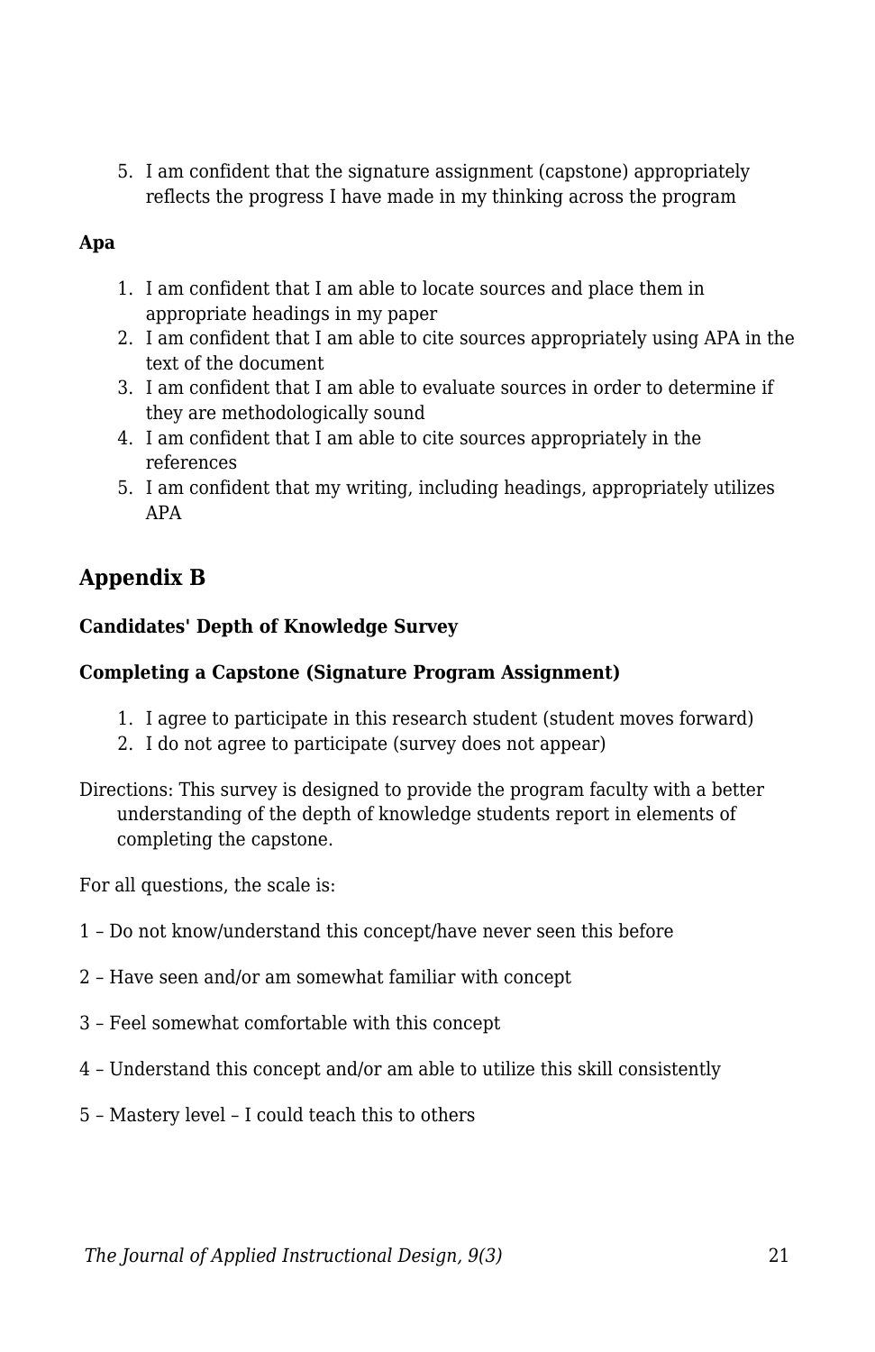5. I am confident that the signature assignment (capstone) appropriately reflects the progress I have made in my thinking across the program

**Apa**

1. I am confident that I am able to locate sources and place them in appropriate headings in my paper
2. I am confident that I am able to cite sources appropriately using APA in the text of the document
3. I am confident that I am able to evaluate sources in order to determine if they are methodologically sound
4. I am confident that I am able to cite sources appropriately in the references
5. I am confident that my writing, including headings, appropriately utilizes APA

## Appendix B

**Candidates' Depth of Knowledge Survey**

**Completing a Capstone (Signature Program Assignment)**

1. I agree to participate in this research student (student moves forward)
2. I do not agree to participate (survey does not appear)

Directions: This survey is designed to provide the program faculty with a better understanding of the depth of knowledge students report in elements of completing the capstone.

For all questions, the scale is:

1 – Do not know/understand this concept/have never seen this before

2 – Have seen and/or am somewhat familiar with concept

3 – Feel somewhat comfortable with this concept

4 – Understand this concept and/or am able to utilize this skill consistently

5 – Mastery level – I could teach this to others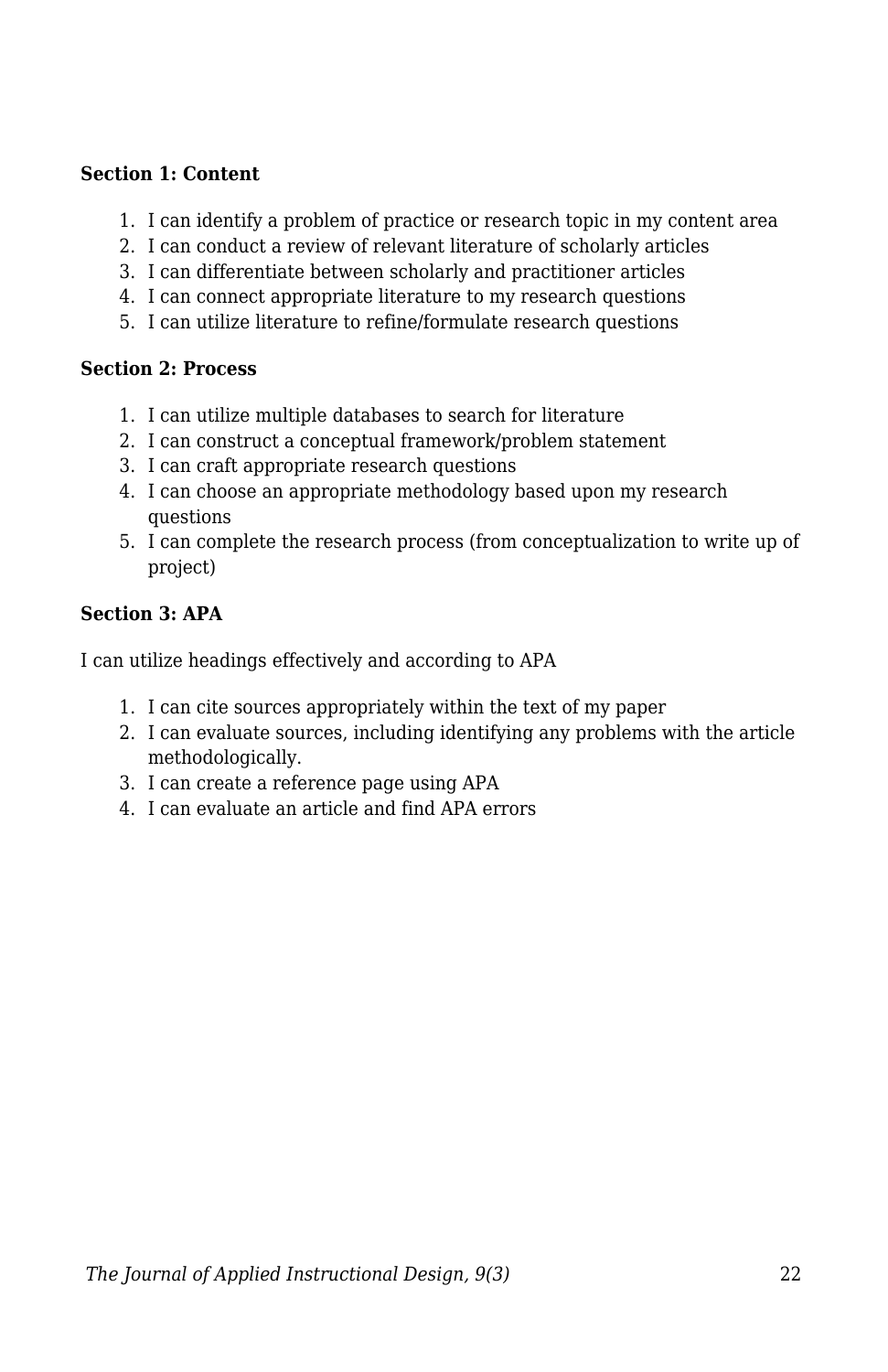**Section 1: Content**

1. I can identify a problem of practice or research topic in my content area
2. I can conduct a review of relevant literature of scholarly articles
3. I can differentiate between scholarly and practitioner articles
4. I can connect appropriate literature to my research questions
5. I can utilize literature to refine/formulate research questions

**Section 2: Process**

1. I can utilize multiple databases to search for literature
2. I can construct a conceptual framework/problem statement
3. I can craft appropriate research questions
4. I can choose an appropriate methodology based upon my research questions
5. I can complete the research process (from conceptualization to write up of project)

**Section 3: APA**

I can utilize headings effectively and according to APA

1. I can cite sources appropriately within the text of my paper
2. I can evaluate sources, including identifying any problems with the article methodologically.
3. I can create a reference page using APA
4. I can evaluate an article and find APA errors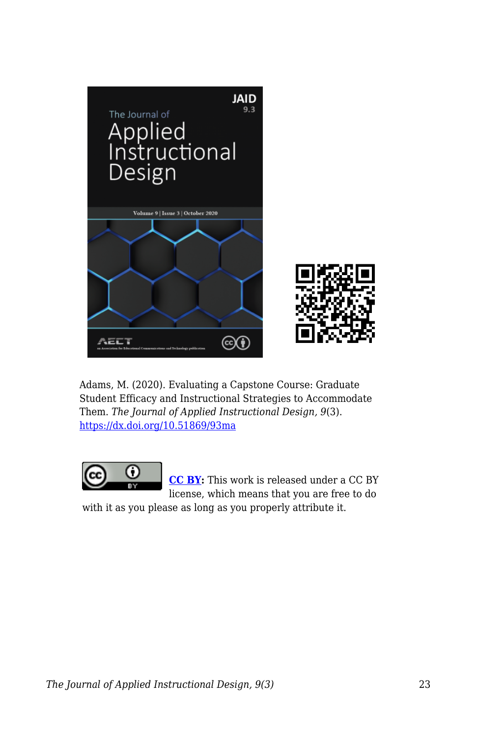Adams, M. (2020). Evaluating a Capstone Course: Graduate Student Efficacy and Instructional Strategies to Accommodate Them. *The Journal of Applied Instructional Design, 9*(3). https://dx.doi.org/10.51869/93ma

**CC BY:** This work is released under a CC BY license, which means that you are free to do with it as you please as long as you properly attribute it.